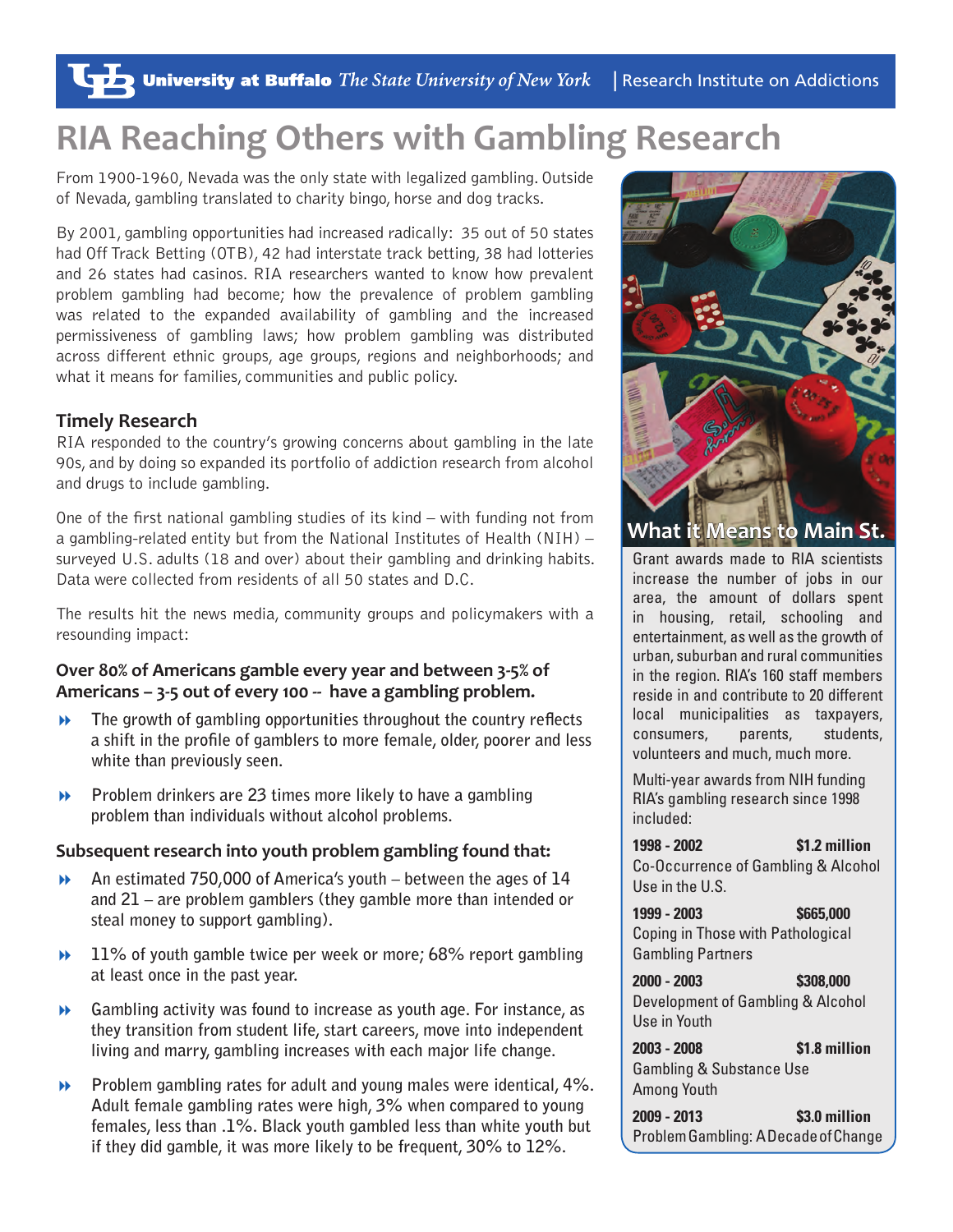University at Buffalo *The State University of New York* | Research Institute on Addictions

# RIA Reaching Others with Gambling Research

From 1900-1960, Nevada was the only state with legalized gambling. Outside of Nevada, gambling translated to charity bingo, horse and dog tracks.

By 2001, gambling opportunities had increased radically: 35 out of 50 states had Off Track Betting (OTB), 42 had interstate track betting, 38 had lotteries and 26 states had casinos. RIA researchers wanted to know how prevalent problem gambling had become; how the prevalence of problem gambling was related to the expanded availability of gambling and the increased permissiveness of gambling laws; how problem gambling was distributed across different ethnic groups, age groups, regions and neighborhoods; and what it means for families, communities and public policy.

## Timely Research

RIA responded to the country's growing concerns about gambling in the late 90s, and by doing so expanded its portfolio of addiction research from alcohol and drugs to include gambling.

One of the first national gambling studies of its kind – with funding not from a gambling-related entity but from the National Institutes of Health (NIH) – surveyed U.S. adults (18 and over) about their gambling and drinking habits. Data were collected from residents of all 50 states and D.C.

The results hit the news media, community groups and policymakers with a resounding impact:

**Over 80% of Americans gamble every year and between 3-5% of Americans – 3-5 out of every 100 -- have a gambling problem.**

- The growth of gambling opportunities throughout the country reflects a shift in the profile of gamblers to more female, older, poorer and less white than previously seen.
- Problem drinkers are 23 times more likely to have a gambling problem than individuals without alcohol problems.

**Subsequent research into youth problem gambling found that:**

- An estimated 750,000 of America's youth – between the ages of 14 and 21 – are problem gamblers (they gamble more than intended or steal money to support gambling).
- 11% of youth gamble twice per week or more; 68% report gambling at least once in the past year.
- Gambling activity was found to increase as youth age. For instance, as they transition from student life, start careers, move into independent living and marry, gambling increases with each major life change.
- Problem gambling rates for adult and young males were identical, 4%. Adult female gambling rates were high, 3% when compared to young females, less than .1%. Black youth gambled less than white youth but if they did gamble, it was more likely to be frequent, 30% to 12%.

## What it Means to Main St.

Grant awards made to RIA scientists increase the number of jobs in our area, the amount of dollars spent in housing, retail, schooling and entertainment, as well as the growth of urban, suburban and rural communities in the region. RIA's 160 staff members reside in and contribute to 20 different local municipalities as taxpayers, consumers, parents, students, volunteers and much, much more.

Multi-year awards from NIH funding RIA's gambling research since 1998 included:

**1998 - 2002** **$1.2 million**
Co-Occurrence of Gambling & Alcohol Use in the U.S.

**1999 - 2003** **$665,000**
Coping in Those with Pathological Gambling Partners

**2000 - 2003** **$308,000**
Development of Gambling & Alcohol Use in Youth

**2003 - 2008** **$1.8 million**
Gambling & Substance Use Among Youth

**2009 - 2013** **$3.0 million**
Problem Gambling: A Decade of Change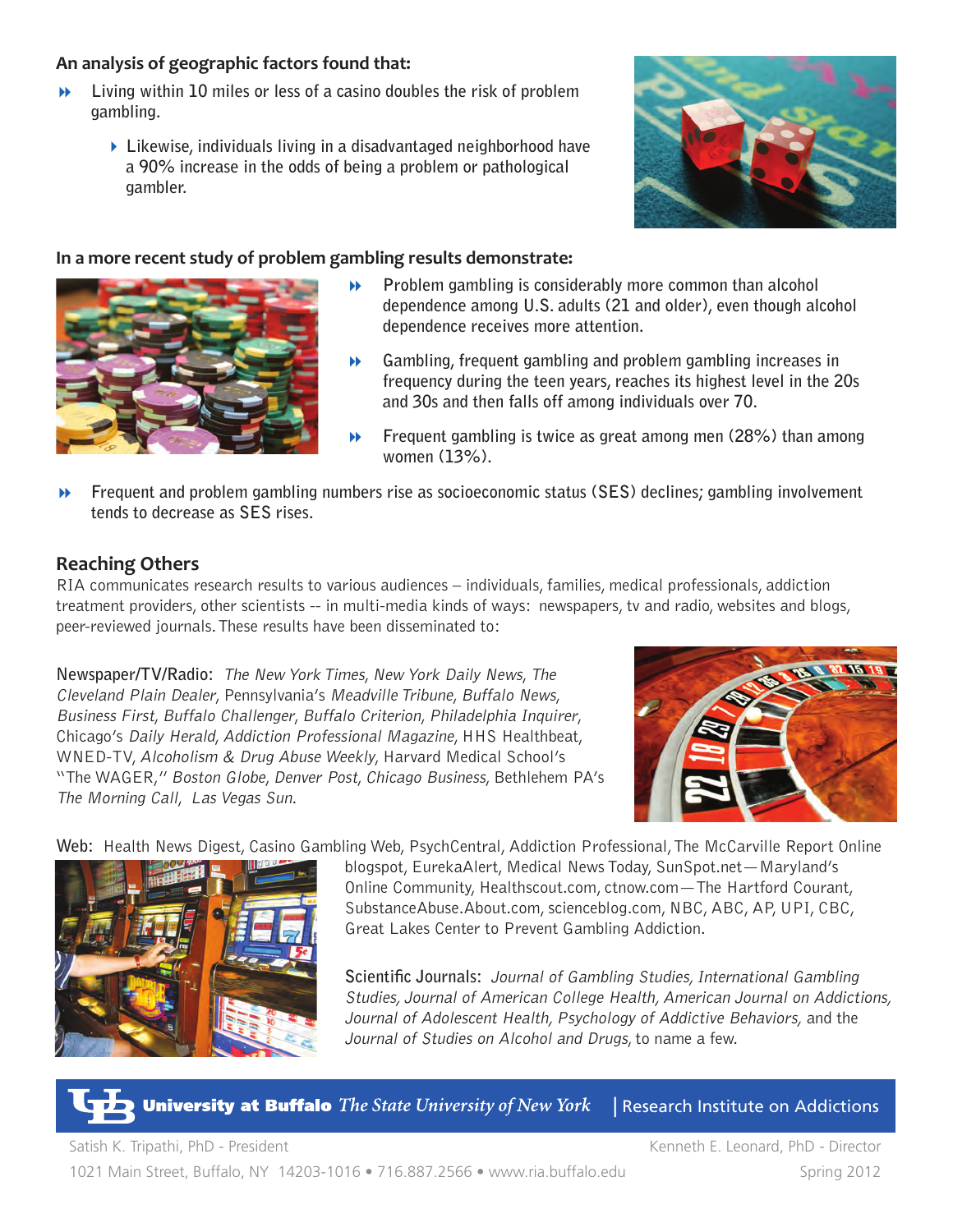**An analysis of geographic factors found that:**

- Living within 10 miles or less of a casino doubles the risk of problem gambling.
  - Likewise, individuals living in a disadvantaged neighborhood have a 90% increase in the odds of being a problem or pathological gambler.

**In a more recent study of problem gambling results demonstrate:**

- Problem gambling is considerably more common than alcohol dependence among U.S. adults (21 and older), even though alcohol dependence receives more attention.
- Gambling, frequent gambling and problem gambling increases in frequency during the teen years, reaches its highest level in the 20s and 30s and then falls off among individuals over 70.
- Frequent gambling is twice as great among men (28%) than among women (13%).
- Frequent and problem gambling numbers rise as socioeconomic status (SES) declines; gambling involvement tends to decrease as SES rises.

## Reaching Others

RIA communicates research results to various audiences – individuals, families, medical professionals, addiction treatment providers, other scientists -- in multi-media kinds of ways: newspapers, tv and radio, websites and blogs, peer-reviewed journals. These results have been disseminated to:

**Newspaper/TV/Radio:** *The New York Times, New York Daily News, The Cleveland Plain Dealer*, Pennsylvania's *Meadville Tribune, Buffalo News, Business First, Buffalo Challenger, Buffalo Criterion, Philadelphia Inquirer*, Chicago's *Daily Herald, Addiction Professional Magazine*, HHS Healthbeat, WNED-TV, *Alcoholism & Drug Abuse Weekly*, Harvard Medical School's "The WAGER," *Boston Globe, Denver Post, Chicago Business*, Bethlehem PA's *The Morning Call, Las Vegas Sun*.

**Web:** Health News Digest, Casino Gambling Web, PsychCentral, Addiction Professional, The McCarville Report Online blogspot, EurekaAlert, Medical News Today, SunSpot.net—Maryland's Online Community, Healthscout.com, ctnow.com—The Hartford Courant, SubstanceAbuse.About.com, scienceblog.com, NBC, ABC, AP, UPI, CBC, Great Lakes Center to Prevent Gambling Addiction.

**Scientific Journals:** *Journal of Gambling Studies, International Gambling Studies, Journal of American College Health, American Journal on Addictions, Journal of Adolescent Health, Psychology of Addictive Behaviors,* and the *Journal of Studies on Alcohol and Drugs*, to name a few.

**University at Buffalo** *The State University of New York* | Research Institute on Addictions

Satish K. Tripathi, PhD - President

Kenneth E. Leonard, PhD - Director

1021 Main Street, Buffalo, NY 14203-1016 • 716.887.2566 • www.ria.buffalo.edu

Spring 2012